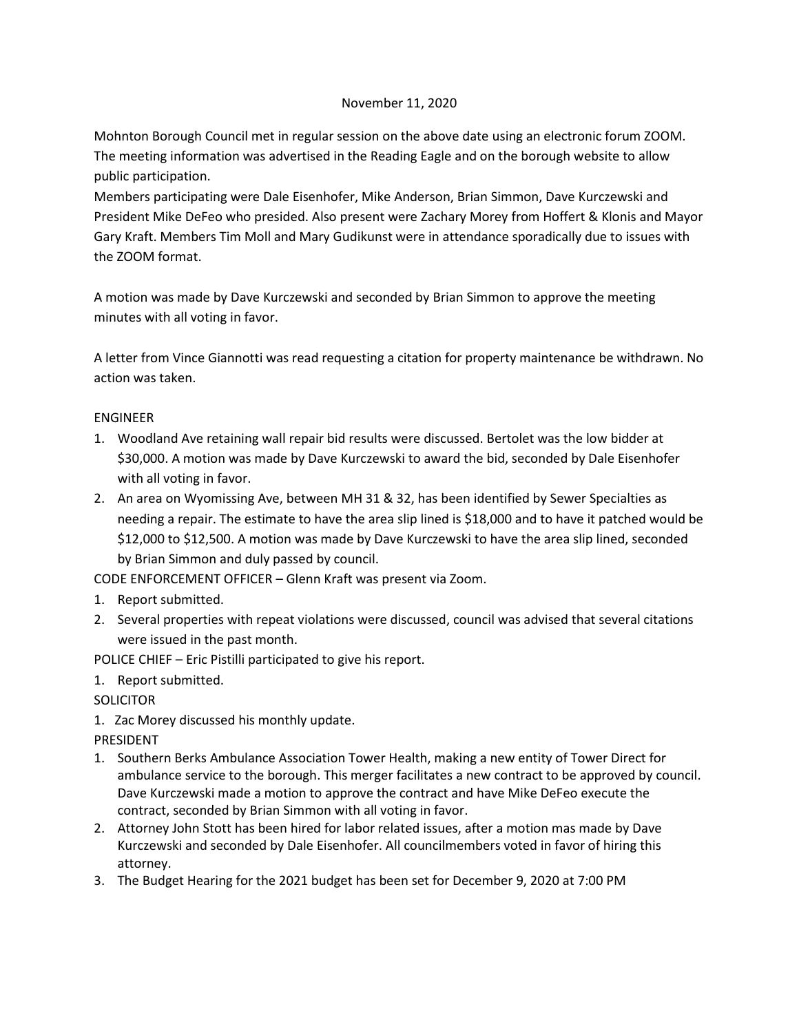November 11, 2020

Mohnton Borough Council met in regular session on the above date using an electronic forum ZOOM. The meeting information was advertised in the Reading Eagle and on the borough website to allow public participation.

Members participating were Dale Eisenhofer, Mike Anderson, Brian Simmon, Dave Kurczewski and President Mike DeFeo who presided. Also present were Zachary Morey from Hoffert & Klonis and Mayor Gary Kraft. Members Tim Moll and Mary Gudikunst were in attendance sporadically due to issues with the ZOOM format.

A motion was made by Dave Kurczewski and seconded by Brian Simmon to approve the meeting minutes with all voting in favor.

A letter from Vince Giannotti was read requesting a citation for property maintenance be withdrawn. No action was taken.

ENGINEER

1. Woodland Ave retaining wall repair bid results were discussed. Bertolet was the low bidder at $30,000. A motion was made by Dave Kurczewski to award the bid, seconded by Dale Eisenhofer with all voting in favor.
2. An area on Wyomissing Ave, between MH 31 & 32, has been identified by Sewer Specialties as needing a repair. The estimate to have the area slip lined is $18,000 and to have it patched would be $12,000 to $12,500. A motion was made by Dave Kurczewski to have the area slip lined, seconded by Brian Simmon and duly passed by council.

CODE ENFORCEMENT OFFICER – Glenn Kraft was present via Zoom.

1. Report submitted.
2. Several properties with repeat violations were discussed, council was advised that several citations were issued in the past month.

POLICE CHIEF – Eric Pistilli participated to give his report.

1. Report submitted.

SOLICITOR

1. Zac Morey discussed his monthly update.

PRESIDENT

1. Southern Berks Ambulance Association Tower Health, making a new entity of Tower Direct for ambulance service to the borough. This merger facilitates a new contract to be approved by council. Dave Kurczewski made a motion to approve the contract and have Mike DeFeo execute the contract, seconded by Brian Simmon with all voting in favor.
2. Attorney John Stott has been hired for labor related issues, after a motion mas made by Dave Kurczewski and seconded by Dale Eisenhofer. All councilmembers voted in favor of hiring this attorney.
3. The Budget Hearing for the 2021 budget has been set for December 9, 2020 at 7:00 PM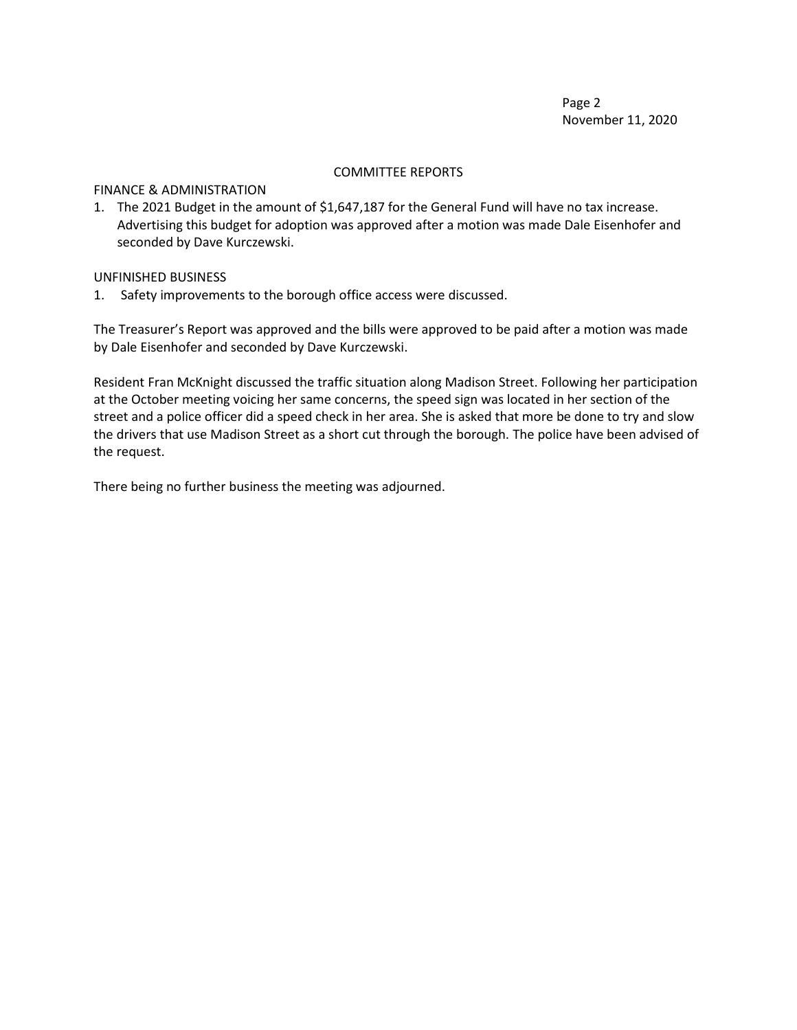## COMMITTEE REPORTS

### FINANCE & ADMINISTRATION

1. The 2021 Budget in the amount of $1,647,187 for the General Fund will have no tax increase. Advertising this budget for adoption was approved after a motion was made Dale Eisenhofer and seconded by Dave Kurczewski.

### UNFINISHED BUSINESS

1. Safety improvements to the borough office access were discussed.

The Treasurer's Report was approved and the bills were approved to be paid after a motion was made by Dale Eisenhofer and seconded by Dave Kurczewski.

Resident Fran McKnight discussed the traffic situation along Madison Street. Following her participation at the October meeting voicing her same concerns, the speed sign was located in her section of the street and a police officer did a speed check in her area. She is asked that more be done to try and slow the drivers that use Madison Street as a short cut through the borough. The police have been advised of the request.

There being no further business the meeting was adjourned.